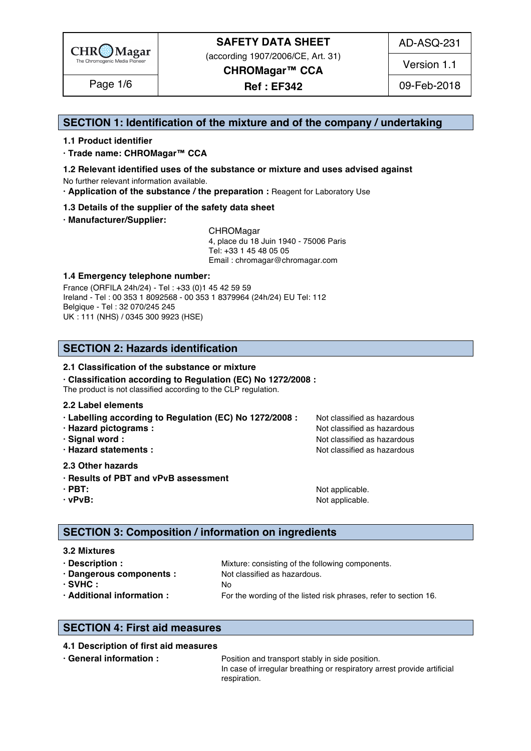# SAFETY DATA SHEET

(according 1907/2006/CE, Art. 31)

**CHROMagar™ CCA**

**Ref : EF342**

AD-ASQ-231 | Version 1.1 | 09-Feb-2018

## SECTION 1: Identification of the mixture and of the company / undertaking

### 1.1 Product identifier

**· Trade name: CHROMagar™ CCA**

### 1.2 Relevant identified uses of the substance or mixture and uses advised against

No further relevant information available.

**· Application of the substance / the preparation :** Reagent for Laboratory Use

### 1.3 Details of the supplier of the safety data sheet

**· Manufacturer/Supplier:**

CHROMagar
4, place du 18 Juin 1940 - 75006 Paris
Tel: +33 1 45 48 05 05
Email : chromagar@chromagar.com

### 1.4 Emergency telephone number:

France (ORFILA 24h/24) - Tel : +33 (0)1 45 42 59 59
Ireland - Tel : 00 353 1 8092568 - 00 353 1 8379964 (24h/24) EU Tel: 112
Belgique - Tel : 32 070/245 245
UK : 111 (NHS) / 0345 300 9923 (HSE)

## SECTION 2: Hazards identification

### 2.1 Classification of the substance or mixture

**· Classification according to Regulation (EC) No 1272/2008 :**
The product is not classified according to the CLP regulation.

### 2.2 Label elements

- **· Labelling according to Regulation (EC) No 1272/2008 :** Not classified as hazardous
- **· Hazard pictograms :** Not classified as hazardous
- **· Signal word :** Not classified as hazardous
- **· Hazard statements :** Not classified as hazardous

### 2.3 Other hazards

**· Results of PBT and vPvB assessment**

- **· PBT:** Not applicable.
- **· vPvB:** Not applicable.

## SECTION 3: Composition / information on ingredients

### 3.2 Mixtures

- **· Description :** Mixture: consisting of the following components.
- **· Dangerous components :** Not classified as hazardous.
- **· SVHC :** No
- **· Additional information :** For the wording of the listed risk phrases, refer to section 16.

## SECTION 4: First aid measures

### 4.1 Description of first aid measures

**· General information :** Position and transport stably in side position.
In case of irregular breathing or respiratory arrest provide artificial respiration.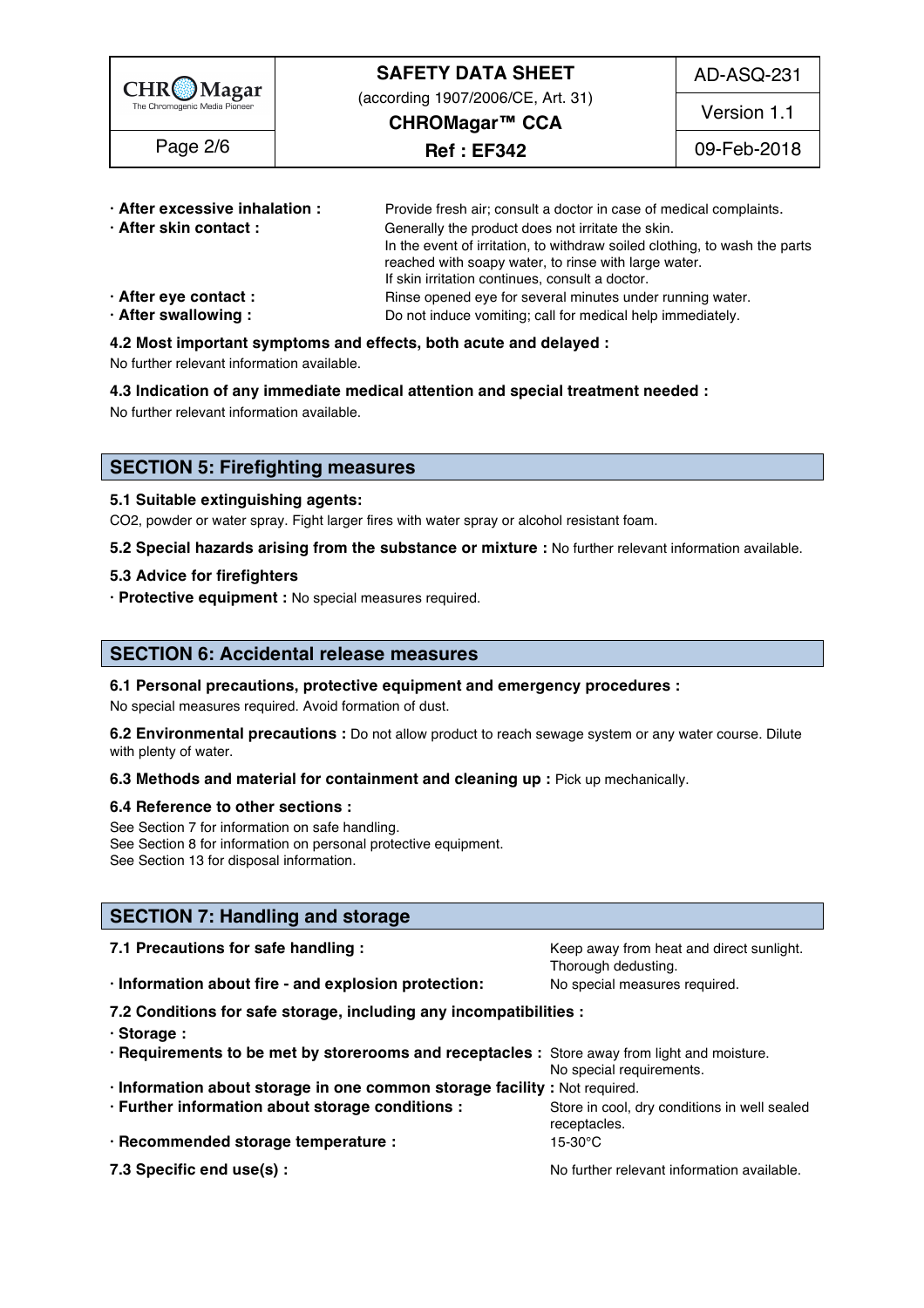· **After excessive inhalation :** Provide fresh air; consult a doctor in case of medical complaints.

· **After skin contact :** Generally the product does not irritate the skin.
In the event of irritation, to withdraw soiled clothing, to wash the parts reached with soapy water, to rinse with large water.
If skin irritation continues, consult a doctor.

· **After eye contact :** Rinse opened eye for several minutes under running water.

· **After swallowing :** Do not induce vomiting; call for medical help immediately.

**4.2 Most important symptoms and effects, both acute and delayed :**

No further relevant information available.

**4.3 Indication of any immediate medical attention and special treatment needed :**

No further relevant information available.

## SECTION 5: Firefighting measures

**5.1 Suitable extinguishing agents:**

$CO_2$, powder or water spray. Fight larger fires with water spray or alcohol resistant foam.

**5.2 Special hazards arising from the substance or mixture :** No further relevant information available.

**5.3 Advice for firefighters**

· **Protective equipment :** No special measures required.

## SECTION 6: Accidental release measures

**6.1 Personal precautions, protective equipment and emergency procedures :**

No special measures required. Avoid formation of dust.

**6.2 Environmental precautions :** Do not allow product to reach sewage system or any water course. Dilute with plenty of water.

**6.3 Methods and material for containment and cleaning up :** Pick up mechanically.

**6.4 Reference to other sections :**

See Section 7 for information on safe handling.
See Section 8 for information on personal protective equipment.
See Section 13 for disposal information.

## SECTION 7: Handling and storage

**7.1 Precautions for safe handling :** Keep away from heat and direct sunlight. Thorough dedusting.

· **Information about fire - and explosion protection:** No special measures required.

**7.2 Conditions for safe storage, including any incompatibilities :**

· **Storage :**

· **Requirements to be met by storerooms and receptacles :** Store away from light and moisture. No special requirements.

· **Information about storage in one common storage facility :** Not required.

· **Further information about storage conditions :** Store in cool, dry conditions in well sealed receptacles.

· **Recommended storage temperature :** 15-30°C

**7.3 Specific end use(s) :** No further relevant information available.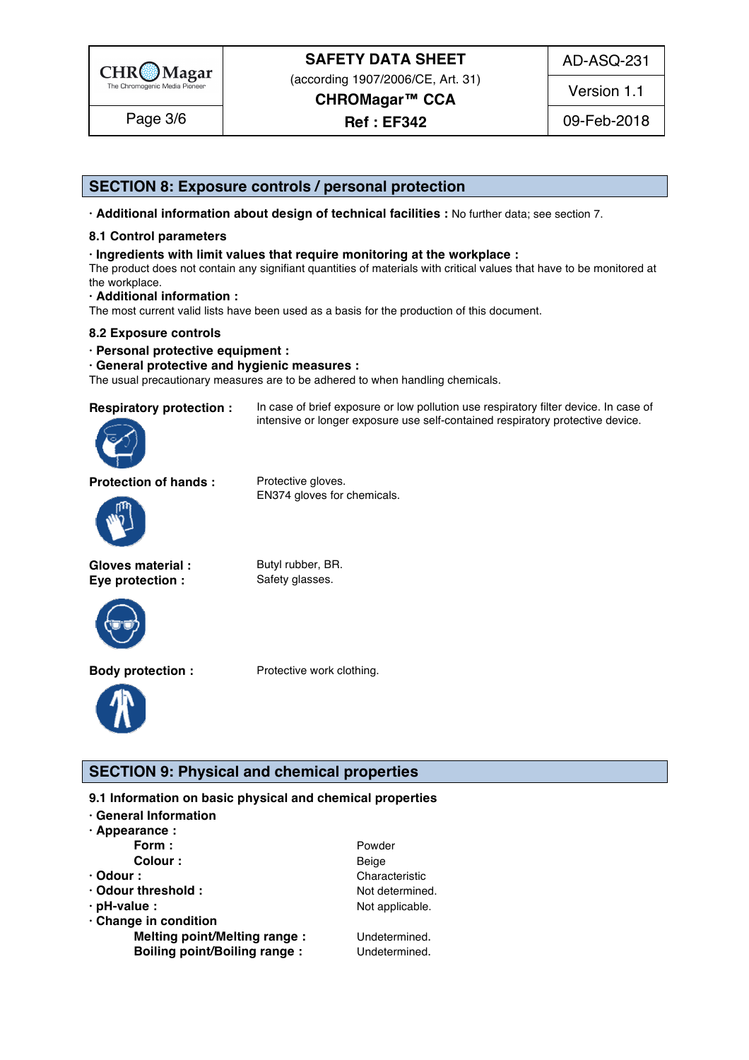## SECTION 8: Exposure controls / personal protection

· **Additional information about design of technical facilities :** No further data; see section 7.

### 8.1 Control parameters

· **Ingredients with limit values that require monitoring at the workplace :**
The product does not contain any signifiant quantities of materials with critical values that have to be monitored at the workplace.

· **Additional information :**
The most current valid lists have been used as a basis for the production of this document.

### 8.2 Exposure controls

· **Personal protective equipment :**

· **General protective and hygienic measures :**
The usual precautionary measures are to be adhered to when handling chemicals.

**Respiratory protection :** In case of brief exposure or low pollution use respiratory filter device. In case of intensive or longer exposure use self-contained respiratory protective device.

**Protection of hands :** Protective gloves. EN374 gloves for chemicals.

**Gloves material :** Butyl rubber, BR.

**Eye protection :** Safety glasses.

**Body protection :** Protective work clothing.

## SECTION 9: Physical and chemical properties

### 9.1 Information on basic physical and chemical properties

· **General Information**

· **Appearance :**

- **Form :** Powder
- **Colour :** Beige

· **Odour :** Characteristic

· **Odour threshold :** Not determined.

· **pH-value :** Not applicable.

· **Change in condition**

- **Melting point/Melting range :** Undetermined.
- **Boiling point/Boiling range :** Undetermined.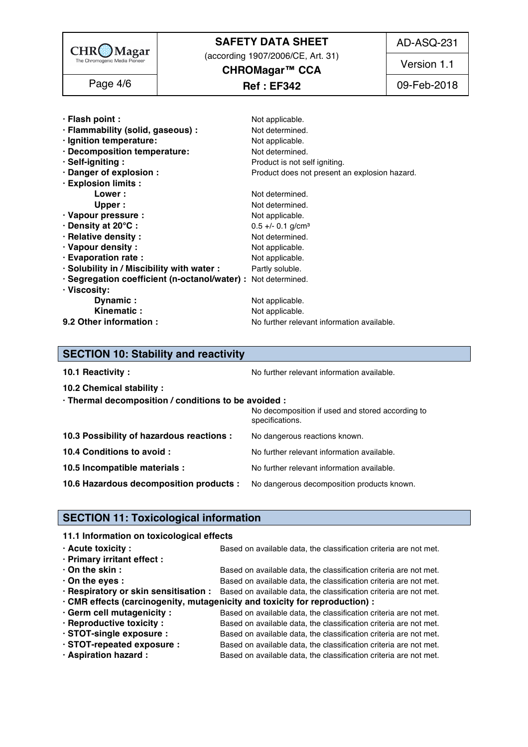| | |
|---|---|
| · **Flash point :** | Not applicable. |
| · **Flammability (solid, gaseous) :** | Not determined. |
| · **Ignition temperature:** | Not applicable. |
| · **Decomposition temperature:** | Not determined. |
| · **Self-igniting :** | Product is not self igniting. |
| · **Danger of explosion :** | Product does not present an explosion hazard. |
| · **Explosion limits :** | |
| **Lower :** | Not determined. |
| **Upper :** | Not determined. |
| · **Vapour pressure :** | Not applicable. |
| · **Density at 20°C :** | 0.5 +/- 0.1 g/cm³ |
| · **Relative density :** | Not determined. |
| · **Vapour density :** | Not applicable. |
| · **Evaporation rate :** | Not applicable. |
| · **Solubility in / Miscibility with water :** | Partly soluble. |
| · **Segregation coefficient (n-octanol/water) :** | Not determined. |
| · **Viscosity:** | |
| **Dynamic :** | Not applicable. |
| **Kinematic :** | Not applicable. |
| **9.2 Other information :** | No further relevant information available. |

## SECTION 10: Stability and reactivity

**10.1 Reactivity :** No further relevant information available.

**10.2 Chemical stability :**

· **Thermal decomposition / conditions to be avoided :**
No decomposition if used and stored according to specifications.

**10.3 Possibility of hazardous reactions :** No dangerous reactions known.

**10.4 Conditions to avoid :** No further relevant information available.

**10.5 Incompatible materials :** No further relevant information available.

**10.6 Hazardous decomposition products :** No dangerous decomposition products known.

## SECTION 11: Toxicological information

**11.1 Information on toxicological effects**

| | |
|---|---|
| · **Acute toxicity :** | Based on available data, the classification criteria are not met. |
| · **Primary irritant effect :** | |
| · **On the skin :** | Based on available data, the classification criteria are not met. |
| · **On the eyes :** | Based on available data, the classification criteria are not met. |
| · **Respiratory or skin sensitisation :** | Based on available data, the classification criteria are not met. |
| · **CMR effects (carcinogenity, mutagenicity and toxicity for reproduction) :** | |
| · **Germ cell mutagenicity :** | Based on available data, the classification criteria are not met. |
| · **Reproductive toxicity :** | Based on available data, the classification criteria are not met. |
| · **STOT-single exposure :** | Based on available data, the classification criteria are not met. |
| · **STOT-repeated exposure :** | Based on available data, the classification criteria are not met. |
| · **Aspiration hazard :** | Based on available data, the classification criteria are not met. |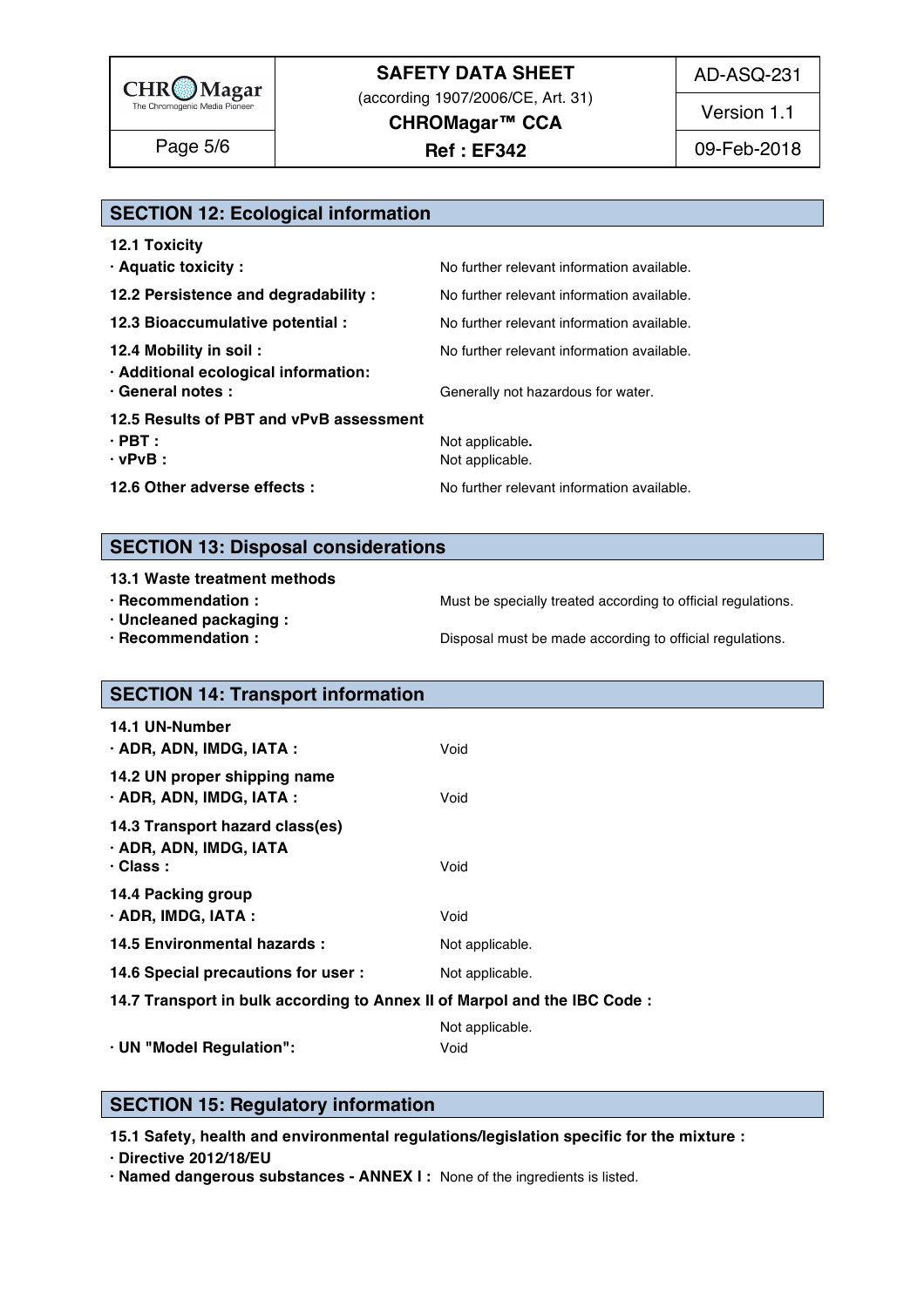## SECTION 12: Ecological information

**12.1 Toxicity**

| | |
|---|---|
| **· Aquatic toxicity :** | No further relevant information available. |
| **12.2 Persistence and degradability :** | No further relevant information available. |
| **12.3 Bioaccumulative potential :** | No further relevant information available. |
| **12.4 Mobility in soil :** | No further relevant information available. |
| **· Additional ecological information:** | |
| **· General notes :** | Generally not hazardous for water. |

**12.5 Results of PBT and vPvB assessment**

| | |
|---|---|
| **· PBT :** | Not applicable. |
| **· vPvB :** | Not applicable. |
| **12.6 Other adverse effects :** | No further relevant information available. |

## SECTION 13: Disposal considerations

**13.1 Waste treatment methods**

| | |
|---|---|
| **· Recommendation :** | Must be specially treated according to official regulations. |
| **· Uncleaned packaging :** | |
| **· Recommendation :** | Disposal must be made according to official regulations. |

## SECTION 14: Transport information

**14.1 UN-Number**

| | |
|---|---|
| **· ADR, ADN, IMDG, IATA :** | Void |

**14.2 UN proper shipping name**

| | |
|---|---|
| **· ADR, ADN, IMDG, IATA :** | Void |

**14.3 Transport hazard class(es)**

**· ADR, ADN, IMDG, IATA**

| | |
|---|---|
| **· Class :** | Void |

**14.4 Packing group**

| | |
|---|---|
| **· ADR, IMDG, IATA :** | Void |
| **14.5 Environmental hazards :** | Not applicable. |
| **14.6 Special precautions for user :** | Not applicable. |

**14.7 Transport in bulk according to Annex II of Marpol and the IBC Code :**

Not applicable.

| | |
|---|---|
| **· UN "Model Regulation":** | Void |

## SECTION 15: Regulatory information

**15.1 Safety, health and environmental regulations/legislation specific for the mixture :**

**· Directive 2012/18/EU**

**· Named dangerous substances - ANNEX I :** None of the ingredients is listed.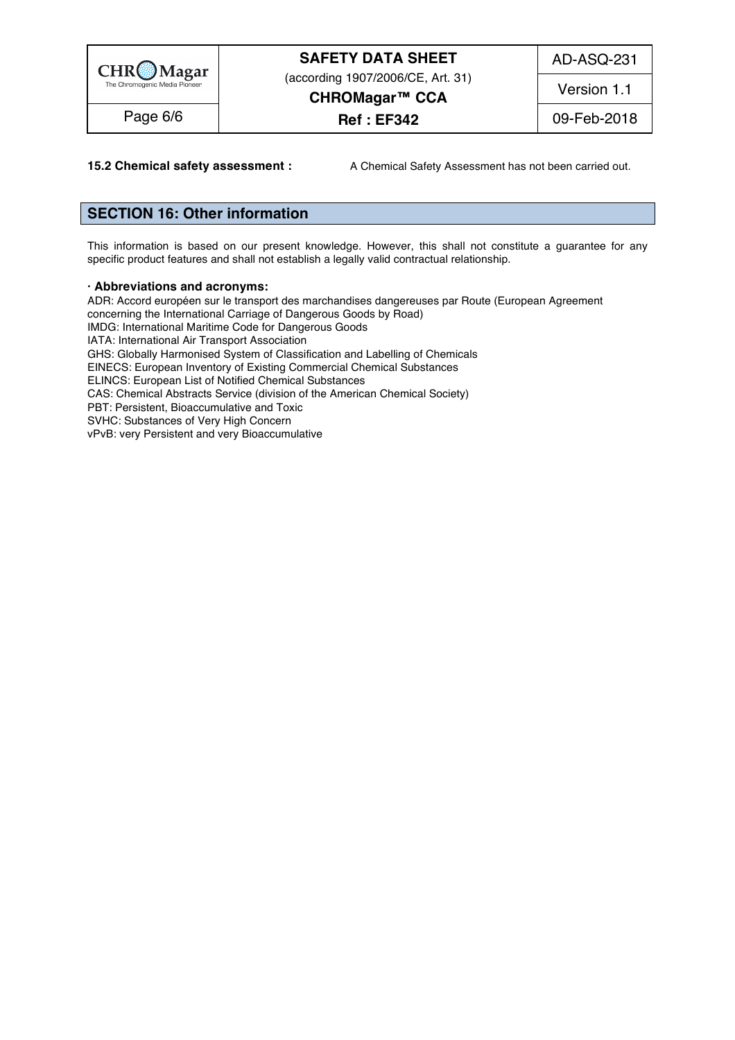**15.2 Chemical safety assessment :** A Chemical Safety Assessment has not been carried out.

## SECTION 16: Other information

This information is based on our present knowledge. However, this shall not constitute a guarantee for any specific product features and shall not establish a legally valid contractual relationship.

**· Abbreviations and acronyms:**

ADR: Accord européen sur le transport des marchandises dangereuses par Route (European Agreement concerning the International Carriage of Dangerous Goods by Road)
IMDG: International Maritime Code for Dangerous Goods
IATA: International Air Transport Association
GHS: Globally Harmonised System of Classification and Labelling of Chemicals
EINECS: European Inventory of Existing Commercial Chemical Substances
ELINCS: European List of Notified Chemical Substances
CAS: Chemical Abstracts Service (division of the American Chemical Society)
PBT: Persistent, Bioaccumulative and Toxic
SVHC: Substances of Very High Concern
vPvB: very Persistent and very Bioaccumulative